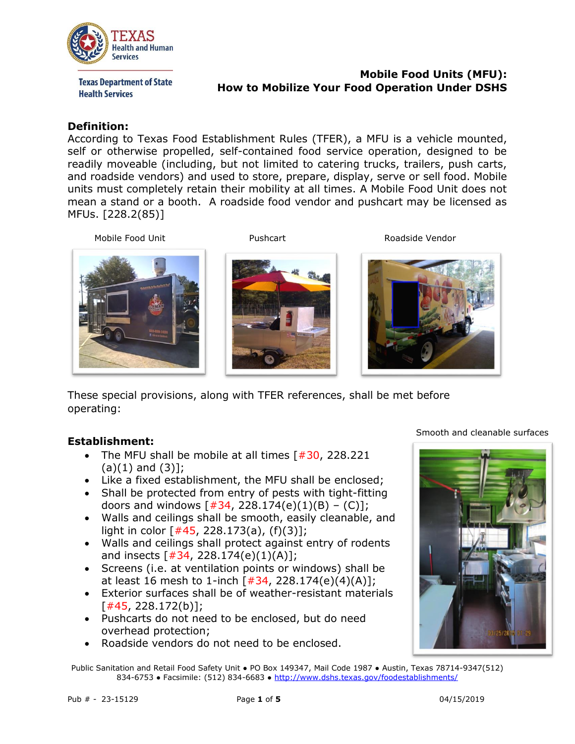**Texas Health and Human Services**

**Texas Department of State Health Services**

# Mobile Food Units (MFU): How to Mobilize Your Food Operation Under DSHS

## Definition:

According to Texas Food Establishment Rules (TFER), a MFU is a vehicle mounted, self or otherwise propelled, self-contained food service operation, designed to be readily moveable (including, but not limited to catering trucks, trailers, push carts, and roadside vendors) and used to store, prepare, display, serve or sell food. Mobile units must completely retain their mobility at all times. A Mobile Food Unit does not mean a stand or a booth. A roadside food vendor and pushcart may be licensed as MFUs. [228.2(85)]

Mobile Food Unit

Pushcart

Roadside Vendor

These special provisions, along with TFER references, shall be met before operating:

## Establishment:

- The MFU shall be mobile at all times [#30, 228.221 (a)(1) and (3)];
- Like a fixed establishment, the MFU shall be enclosed;
- Shall be protected from entry of pests with tight-fitting doors and windows [#34, 228.174(e)(1)(B) – (C)];
- Walls and ceilings shall be smooth, easily cleanable, and light in color [#45, 228.173(a), (f)(3)];
- Walls and ceilings shall protect against entry of rodents and insects [#34, 228.174(e)(1)(A)];
- Screens (i.e. at ventilation points or windows) shall be at least 16 mesh to 1-inch [#34, 228.174(e)(4)(A)];
- Exterior surfaces shall be of weather-resistant materials [#45, 228.172(b)];
- Pushcarts do not need to be enclosed, but do need overhead protection;
- Roadside vendors do not need to be enclosed.

Smooth and cleanable surfaces

Public Sanitation and Retail Food Safety Unit • PO Box 149347, Mail Code 1987 • Austin, Texas 78714-9347(512) 834-6753 • Facsimile: (512) 834-6683 • http://www.dshs.texas.gov/foodestablishments/

Pub # - 23-15129 04/15/2019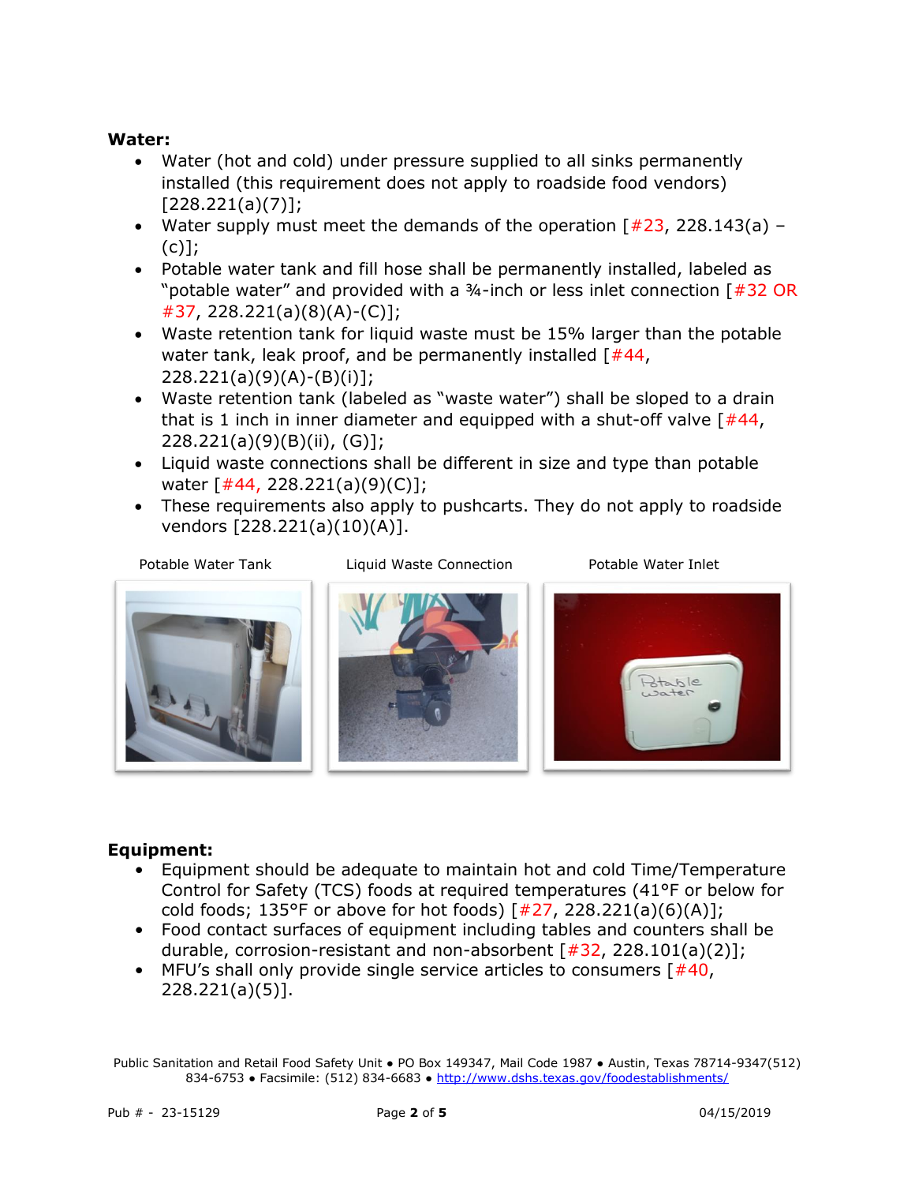**Water:**

- Water (hot and cold) under pressure supplied to all sinks permanently installed (this requirement does not apply to roadside food vendors) [228.221(a)(7)];
- Water supply must meet the demands of the operation [#23, 228.143(a) – (c)];
- Potable water tank and fill hose shall be permanently installed, labeled as "potable water" and provided with a ¾-inch or less inlet connection [#32 OR #37, 228.221(a)(8)(A)-(C)];
- Waste retention tank for liquid waste must be 15% larger than the potable water tank, leak proof, and be permanently installed [#44, 228.221(a)(9)(A)-(B)(i)];
- Waste retention tank (labeled as "waste water") shall be sloped to a drain that is 1 inch in inner diameter and equipped with a shut-off valve [#44, 228.221(a)(9)(B)(ii), (G)];
- Liquid waste connections shall be different in size and type than potable water [#44, 228.221(a)(9)(C)];
- These requirements also apply to pushcarts. They do not apply to roadside vendors [228.221(a)(10)(A)].

Potable Water Tank

Liquid Waste Connection

Potable Water Inlet

**Equipment:**

- Equipment should be adequate to maintain hot and cold Time/Temperature Control for Safety (TCS) foods at required temperatures (41°F or below for cold foods; 135°F or above for hot foods) [#27, 228.221(a)(6)(A)];
- Food contact surfaces of equipment including tables and counters shall be durable, corrosion-resistant and non-absorbent [#32, 228.101(a)(2)];
- MFU's shall only provide single service articles to consumers [#40, 228.221(a)(5)].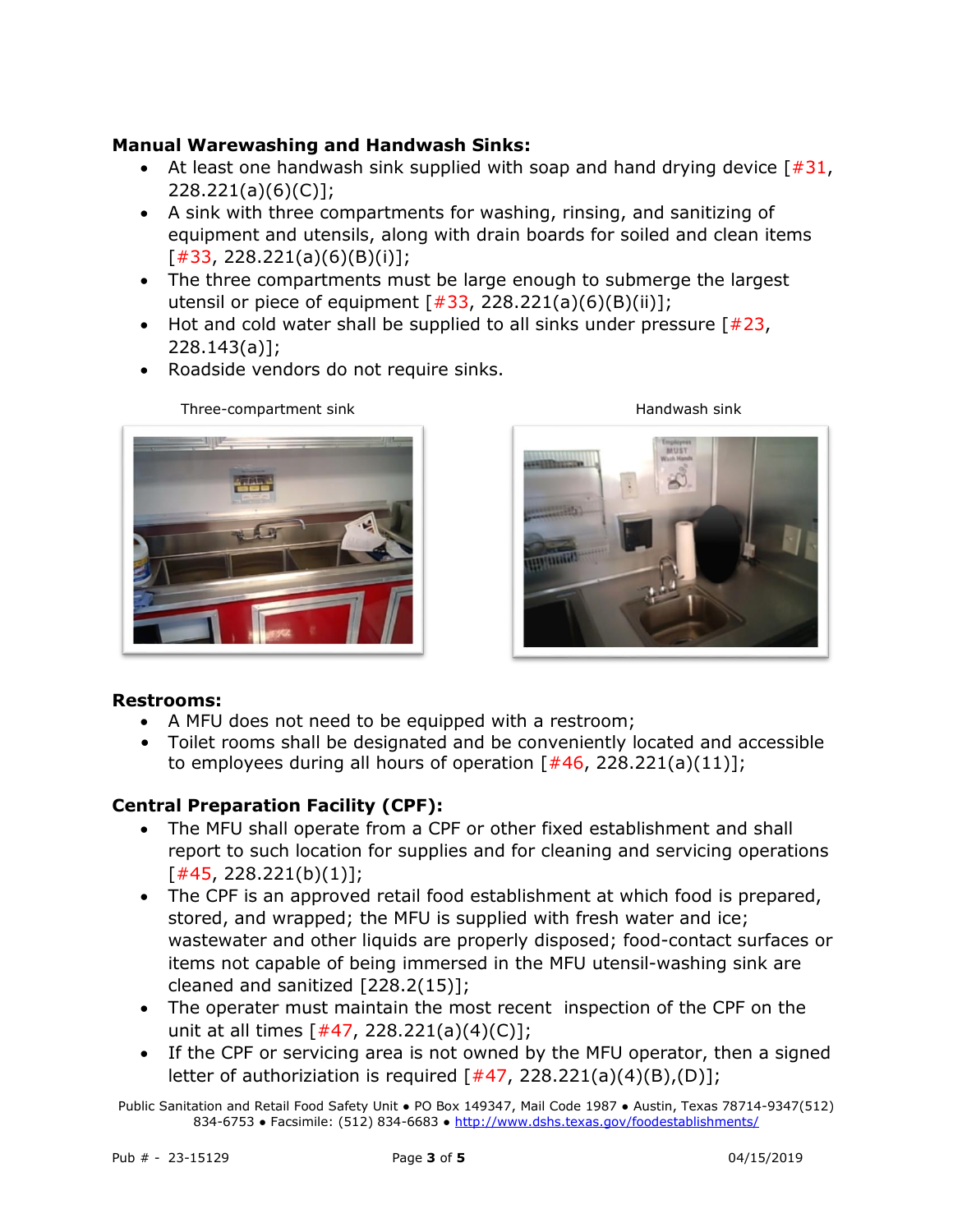**Manual Warewashing and Handwash Sinks:**

- At least one handwash sink supplied with soap and hand drying device [#31, 228.221(a)(6)(C)];
- A sink with three compartments for washing, rinsing, and sanitizing of equipment and utensils, along with drain boards for soiled and clean items [#33, 228.221(a)(6)(B)(i)];
- The three compartments must be large enough to submerge the largest utensil or piece of equipment [#33, 228.221(a)(6)(B)(ii)];
- Hot and cold water shall be supplied to all sinks under pressure [#23, 228.143(a)];
- Roadside vendors do not require sinks.

Three-compartment sink

Handwash sink

**Restrooms:**

- A MFU does not need to be equipped with a restroom;
- Toilet rooms shall be designated and be conveniently located and accessible to employees during all hours of operation [#46, 228.221(a)(11)];

**Central Preparation Facility (CPF):**

- The MFU shall operate from a CPF or other fixed establishment and shall report to such location for supplies and for cleaning and servicing operations [#45, 228.221(b)(1)];
- The CPF is an approved retail food establishment at which food is prepared, stored, and wrapped; the MFU is supplied with fresh water and ice; wastewater and other liquids are properly disposed; food-contact surfaces or items not capable of being immersed in the MFU utensil-washing sink are cleaned and sanitized [228.2(15)];
- The operater must maintain the most recent inspection of the CPF on the unit at all times [#47, 228.221(a)(4)(C)];
- If the CPF or servicing area is not owned by the MFU operator, then a signed letter of authoriziation is required [#47, 228.221(a)(4)(B),(D)];

Public Sanitation and Retail Food Safety Unit • PO Box 149347, Mail Code 1987 • Austin, Texas 78714-9347(512) 834-6753 • Facsimile: (512) 834-6683 • http://www.dshs.texas.gov/foodestablishments/

Pub # - 23-15129 04/15/2019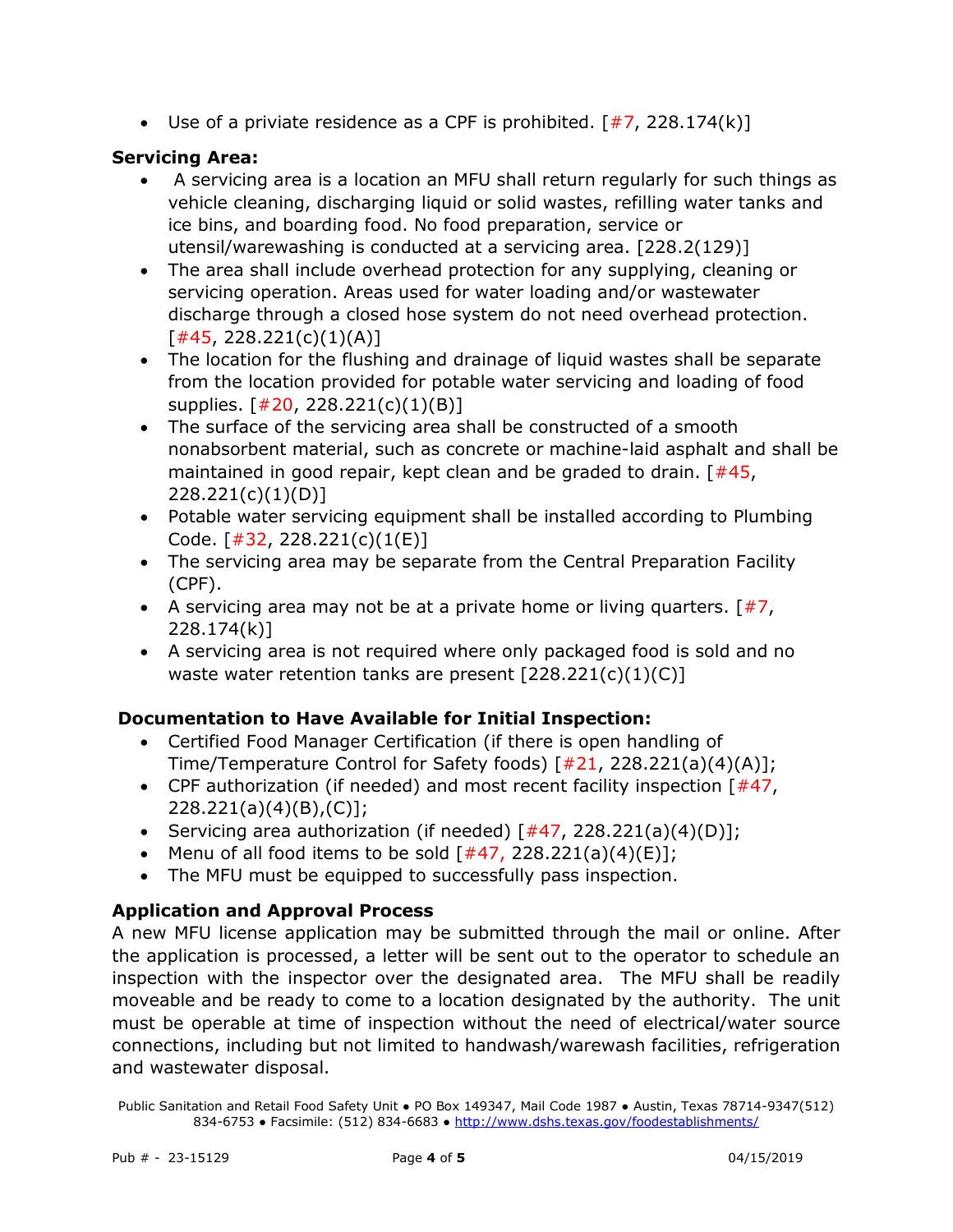- Use of a private residence as a CPF is prohibited. [#7, 228.174(k)]

**Servicing Area:**

- A servicing area is a location an MFU shall return regularly for such things as vehicle cleaning, discharging liquid or solid wastes, refilling water tanks and ice bins, and boarding food. No food preparation, service or utensil/warewashing is conducted at a servicing area. [228.2(129)]
- The area shall include overhead protection for any supplying, cleaning or servicing operation. Areas used for water loading and/or wastewater discharge through a closed hose system do not need overhead protection. [#45, 228.221(c)(1)(A)]
- The location for the flushing and drainage of liquid wastes shall be separate from the location provided for potable water servicing and loading of food supplies. [#20, 228.221(c)(1)(B)]
- The surface of the servicing area shall be constructed of a smooth nonabsorbent material, such as concrete or machine-laid asphalt and shall be maintained in good repair, kept clean and be graded to drain. [#45, 228.221(c)(1)(D)]
- Potable water servicing equipment shall be installed according to Plumbing Code. [#32, 228.221(c)(1(E)]
- The servicing area may be separate from the Central Preparation Facility (CPF).
- A servicing area may not be at a private home or living quarters. [#7, 228.174(k)]
- A servicing area is not required where only packaged food is sold and no waste water retention tanks are present [228.221(c)(1)(C)]

**Documentation to Have Available for Initial Inspection:**

- Certified Food Manager Certification (if there is open handling of Time/Temperature Control for Safety foods) [#21, 228.221(a)(4)(A)];
- CPF authorization (if needed) and most recent facility inspection [#47, 228.221(a)(4)(B),(C)];
- Servicing area authorization (if needed) [#47, 228.221(a)(4)(D)];
- Menu of all food items to be sold [#47, 228.221(a)(4)(E)];
- The MFU must be equipped to successfully pass inspection.

**Application and Approval Process**

A new MFU license application may be submitted through the mail or online. After the application is processed, a letter will be sent out to the operator to schedule an inspection with the inspector over the designated area. The MFU shall be readily moveable and be ready to come to a location designated by the authority. The unit must be operable at time of inspection without the need of electrical/water source connections, including but not limited to handwash/warewash facilities, refrigeration and wastewater disposal.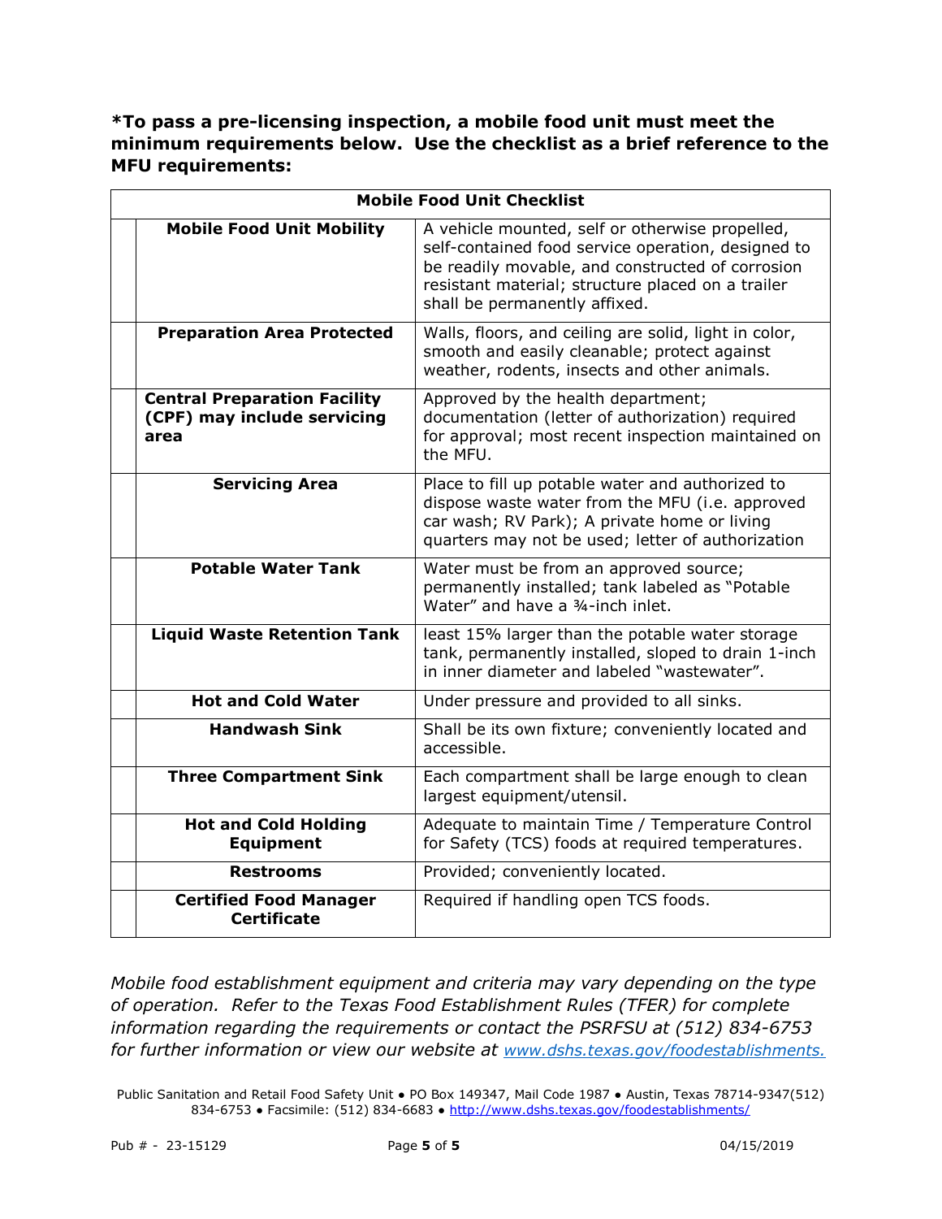**\*To pass a pre-licensing inspection, a mobile food unit must meet the minimum requirements below. Use the checklist as a brief reference to the MFU requirements:**

| Mobile Food Unit Checklist | | |
|---|---|---|
| | **Mobile Food Unit Mobility** | A vehicle mounted, self or otherwise propelled, self-contained food service operation, designed to be readily movable, and constructed of corrosion resistant material; structure placed on a trailer shall be permanently affixed. |
| | **Preparation Area Protected** | Walls, floors, and ceiling are solid, light in color, smooth and easily cleanable; protect against weather, rodents, insects and other animals. |
| | **Central Preparation Facility (CPF) may include servicing area** | Approved by the health department; documentation (letter of authorization) required for approval; most recent inspection maintained on the MFU. |
| | **Servicing Area** | Place to fill up potable water and authorized to dispose waste water from the MFU (i.e. approved car wash; RV Park); A private home or living quarters may not be used; letter of authorization |
| | **Potable Water Tank** | Water must be from an approved source; permanently installed; tank labeled as "Potable Water" and have a ¾-inch inlet. |
| | **Liquid Waste Retention Tank** | least 15% larger than the potable water storage tank, permanently installed, sloped to drain 1-inch in inner diameter and labeled "wastewater". |
| | **Hot and Cold Water** | Under pressure and provided to all sinks. |
| | **Handwash Sink** | Shall be its own fixture; conveniently located and accessible. |
| | **Three Compartment Sink** | Each compartment shall be large enough to clean largest equipment/utensil. |
| | **Hot and Cold Holding Equipment** | Adequate to maintain Time / Temperature Control for Safety (TCS) foods at required temperatures. |
| | **Restrooms** | Provided; conveniently located. |
| | **Certified Food Manager Certificate** | Required if handling open TCS foods. |

*Mobile food establishment equipment and criteria may vary depending on the type of operation. Refer to the Texas Food Establishment Rules (TFER) for complete information regarding the requirements or contact the PSRFSU at (512) 834-6753 for further information or view our website at [www.dshs.texas.gov/foodestablishments.](http://www.dshs.texas.gov/foodestablishments)*

Public Sanitation and Retail Food Safety Unit ● PO Box 149347, Mail Code 1987 ● Austin, Texas 78714-9347(512) 834-6753 ● Facsimile: (512) 834-6683 ● http://www.dshs.texas.gov/foodestablishments/

Pub # - 23-15129 04/15/2019